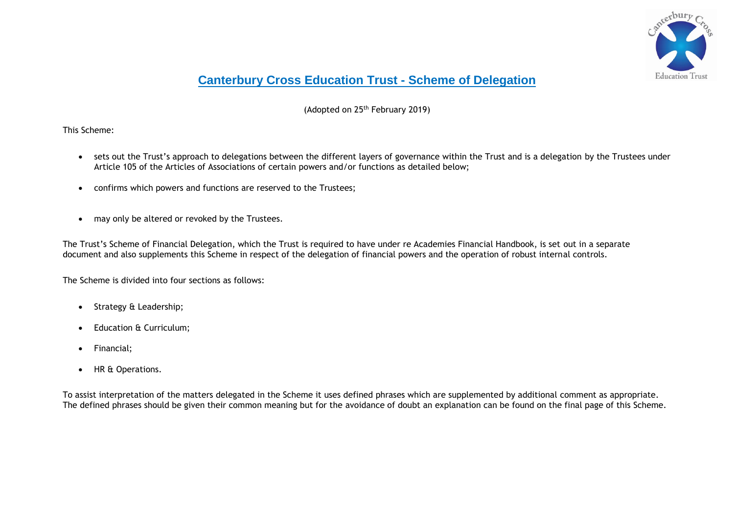# Canterbury Cross Education Trust - Scheme of Delegation

(Adopted on 25th February 2019)

This Scheme:

- sets out the Trust's approach to delegations between the different layers of governance within the Trust and is a delegation by the Trustees under Article 105 of the Articles of Associations of certain powers and/or functions as detailed below;
- confirms which powers and functions are reserved to the Trustees;
- may only be altered or revoked by the Trustees.

The Trust's Scheme of Financial Delegation, which the Trust is required to have under re Academies Financial Handbook, is set out in a separate document and also supplements this Scheme in respect of the delegation of financial powers and the operation of robust internal controls.

The Scheme is divided into four sections as follows:

- Strategy & Leadership;
- Education & Curriculum;
- Financial;
- HR & Operations.

To assist interpretation of the matters delegated in the Scheme it uses defined phrases which are supplemented by additional comment as appropriate. The defined phrases should be given their common meaning but for the avoidance of doubt an explanation can be found on the final page of this Scheme.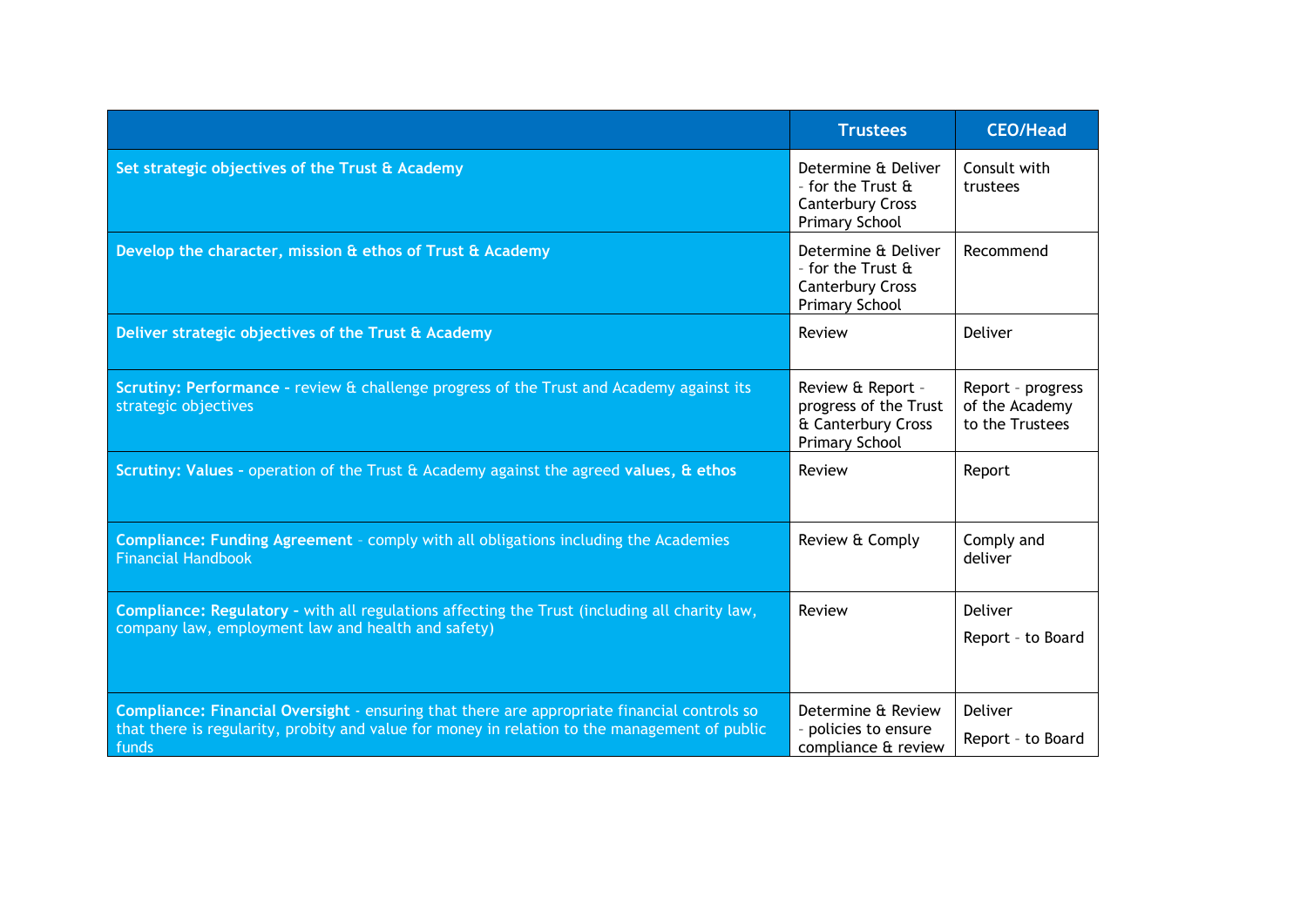| | Trustees | CEO/Head |
|---|---|---|
| **Set strategic objectives of the Trust & Academy** | Determine & Deliver - for the Trust & Canterbury Cross Primary School | Consult with trustees |
| **Develop the character, mission & ethos of Trust & Academy** | Determine & Deliver - for the Trust & Canterbury Cross Primary School | Recommend |
| **Deliver strategic objectives of the Trust & Academy** | Review | Deliver |
| **Scrutiny: Performance** - review & challenge progress of the Trust and Academy against its strategic objectives | Review & Report - progress of the Trust & Canterbury Cross Primary School | Report - progress of the Academy to the Trustees |
| **Scrutiny: Values** - operation of the Trust & Academy against the agreed **values, & ethos** | Review | Report |
| **Compliance: Funding Agreement** - comply with all obligations including the Academies Financial Handbook | Review & Comply | Comply and deliver |
| **Compliance: Regulatory** - with all regulations affecting the Trust (including all charity law, company law, employment law and health and safety) | Review | Deliver<br><br>Report - to Board |
| **Compliance: Financial Oversight** - ensuring that there are appropriate financial controls so that there is regularity, probity and value for money in relation to the management of public funds | Determine & Review - policies to ensure compliance & review | Deliver<br><br>Report - to Board |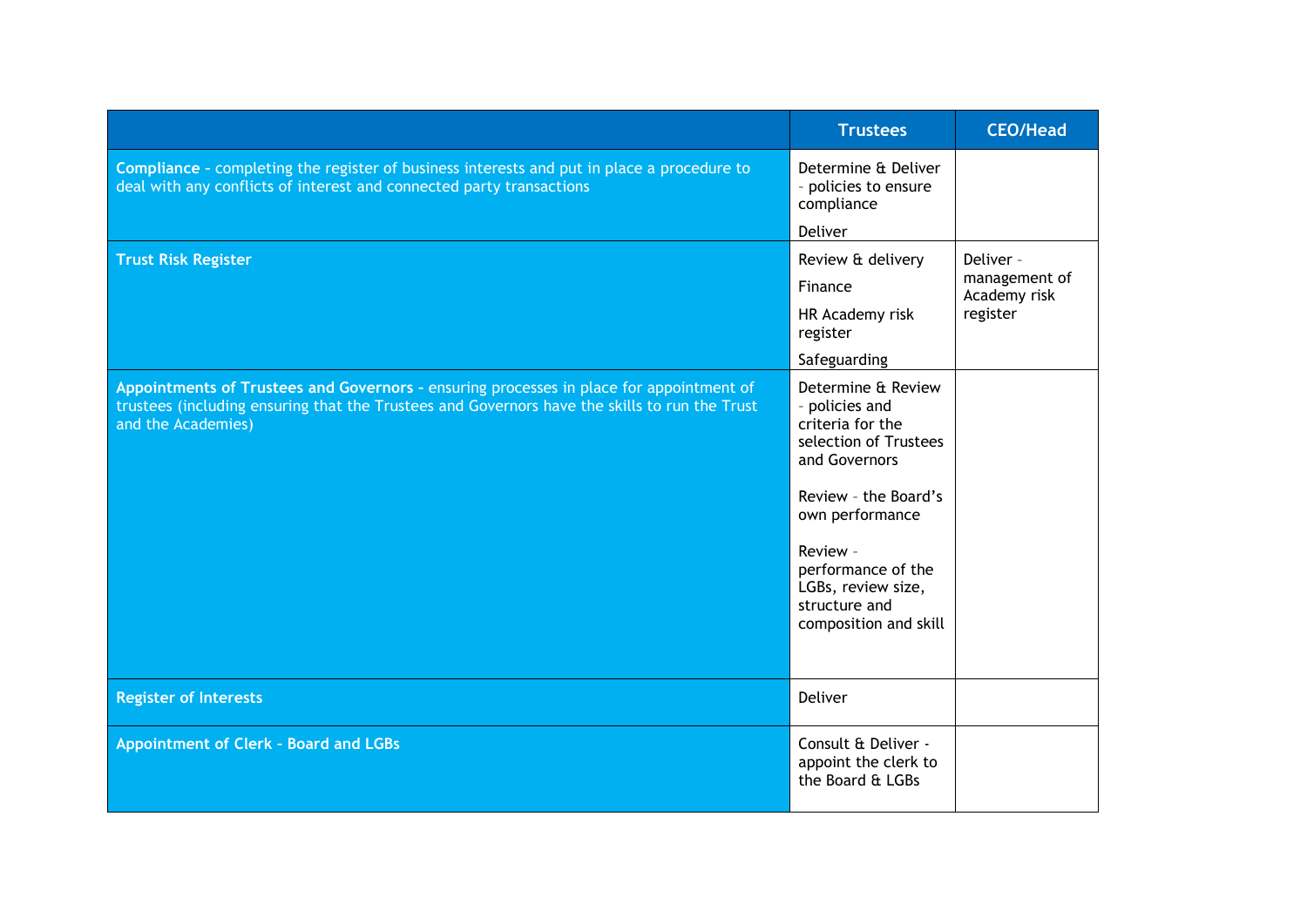| | Trustees | CEO/Head |
|---|---|---|
| **Compliance** – completing the register of business interests and put in place a procedure to deal with any conflicts of interest and connected party transactions | Determine & Deliver – policies to ensure compliance<br><br>Deliver | |
| **Trust Risk Register** | Review & delivery<br><br>Finance<br><br>HR Academy risk register<br><br>Safeguarding | Deliver – management of Academy risk register |
| **Appointments of Trustees and Governors** – ensuring processes in place for appointment of trustees (including ensuring that the Trustees and Governors have the skills to run the Trust and the Academies) | Determine & Review – policies and criteria for the selection of Trustees and Governors<br><br>Review – the Board's own performance<br><br>Review – performance of the LGBs, review size, structure and composition and skill | |
| **Register of Interests** | Deliver | |
| **Appointment of Clerk – Board and LGBs** | Consult & Deliver - appoint the clerk to the Board & LGBs | |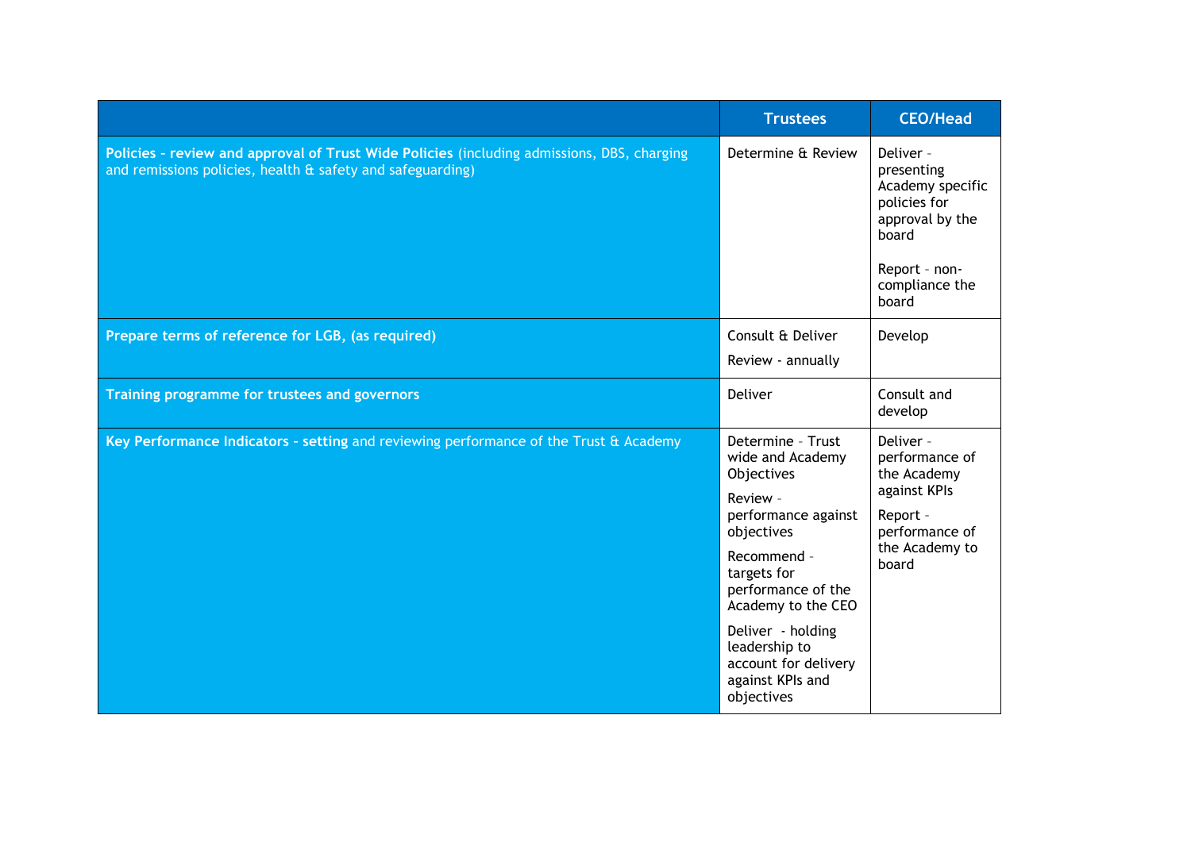| | Trustees | CEO/Head |
|---|---|---|
| **Policies – review and approval of Trust Wide Policies** (including admissions, DBS, charging and remissions policies, health & safety and safeguarding) | Determine & Review | Deliver – presenting Academy specific policies for approval by the board<br><br>Report – non-compliance the board |
| **Prepare terms of reference for LGB, (as required)** | Consult & Deliver<br><br>Review - annually | Develop |
| **Training programme for trustees and governors** | Deliver | Consult and develop |
| **Key Performance Indicators – setting** and reviewing performance of the Trust & Academy | Determine – Trust wide and Academy Objectives<br><br>Review – performance against objectives<br><br>Recommend – targets for performance of the Academy to the CEO<br><br>Deliver - holding leadership to account for delivery against KPIs and objectives | Deliver – performance of the Academy against KPIs<br><br>Report – performance of the Academy to board |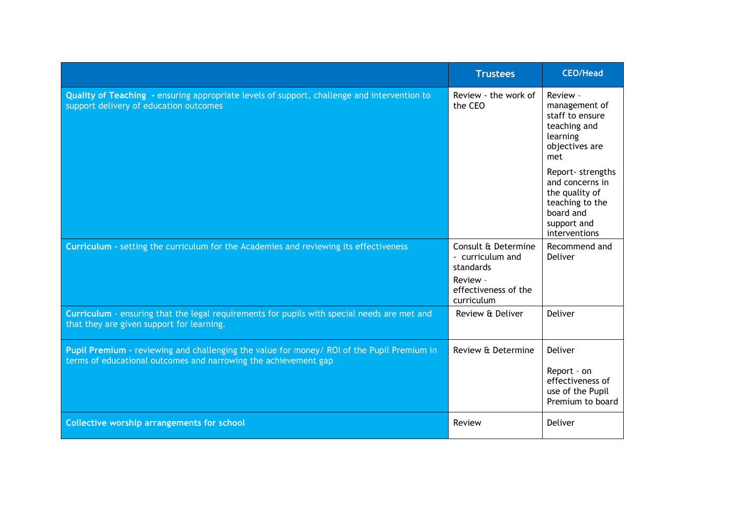| | Trustees | CEO/Head |
|---|---|---|
| **Quality of Teaching** - ensuring appropriate levels of support, challenge and intervention to support delivery of education outcomes | Review - the work of the CEO | Review – management of staff to ensure teaching and learning objectives are met<br><br>Report- strengths and concerns in the quality of teaching to the board and support and interventions |
| **Curriculum** - setting the curriculum for the Academies and reviewing its effectiveness | Consult & Determine - curriculum and standards<br><br>Review – effectiveness of the curriculum | Recommend and Deliver |
| **Curriculum** - ensuring that the legal requirements for pupils with special needs are met and that they are given support for learning. | Review & Deliver | Deliver |
| **Pupil Premium** – reviewing and challenging the value for money/ ROI of the Pupil Premium in terms of educational outcomes and narrowing the achievement gap | Review & Determine | Deliver<br><br>Report – on effectiveness of use of the Pupil Premium to board |
| **Collective worship arrangements for school** | Review | Deliver |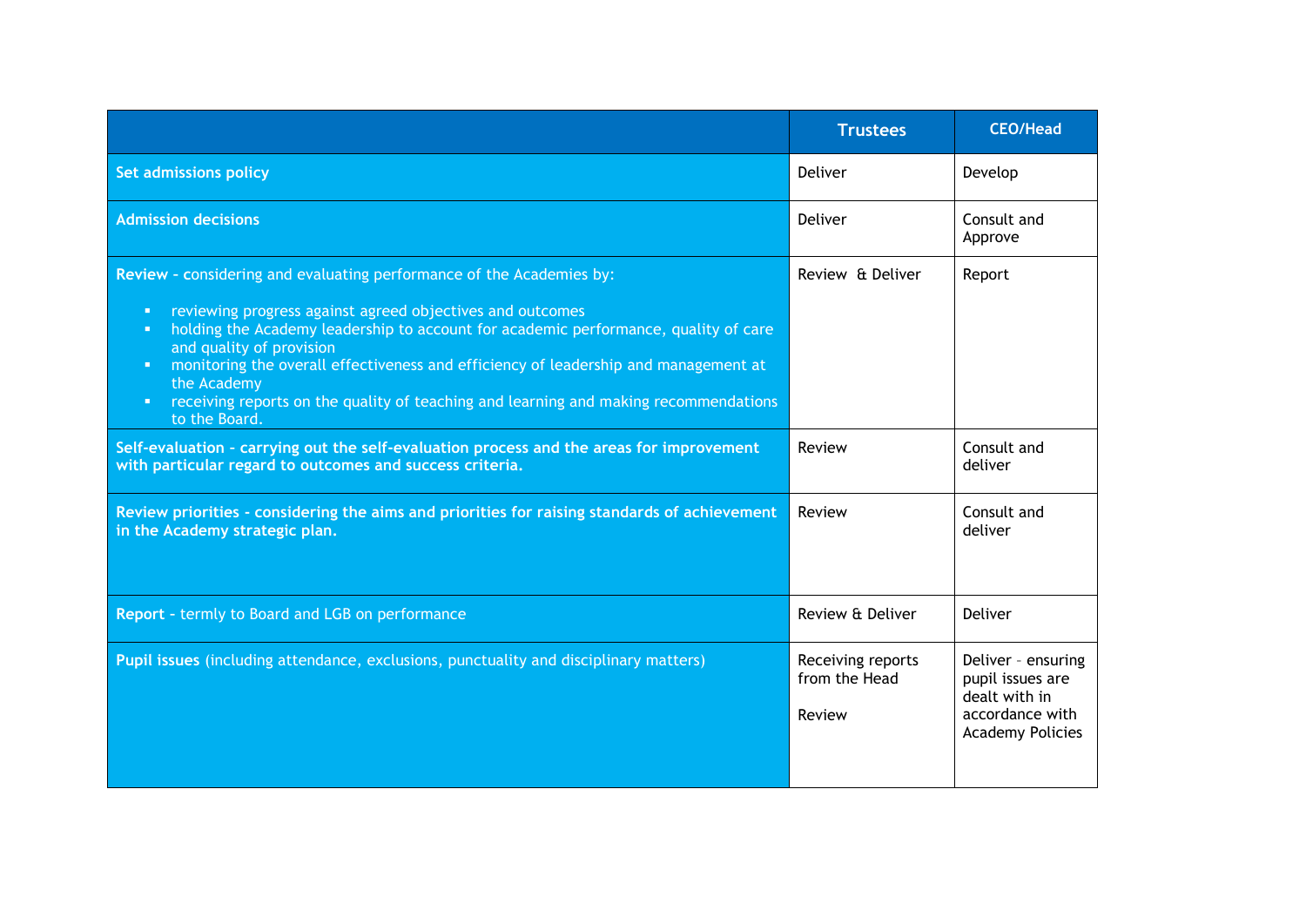| | Trustees | CEO/Head |
|---|---|---|
| **Set admissions policy** | Deliver | Develop |
| **Admission decisions** | Deliver | Consult and Approve |
| **Review** – considering and evaluating performance of the Academies by:<br><br>▪ reviewing progress against agreed objectives and outcomes<br>▪ holding the Academy leadership to account for academic performance, quality of care and quality of provision<br>▪ monitoring the overall effectiveness and efficiency of leadership and management at the Academy<br>▪ receiving reports on the quality of teaching and learning and making recommendations to the Board. | Review & Deliver | Report |
| **Self-evaluation - carrying out the self-evaluation process and the areas for improvement with particular regard to outcomes and success criteria.** | Review | Consult and deliver |
| **Review priorities - considering the aims and priorities for raising standards of achievement in the Academy strategic plan.** | Review | Consult and deliver |
| **Report** – termly to Board and LGB on performance | Review & Deliver | Deliver |
| **Pupil issues** (including attendance, exclusions, punctuality and disciplinary matters) | Receiving reports from the Head<br><br>Review | Deliver – ensuring pupil issues are dealt with in accordance with Academy Policies |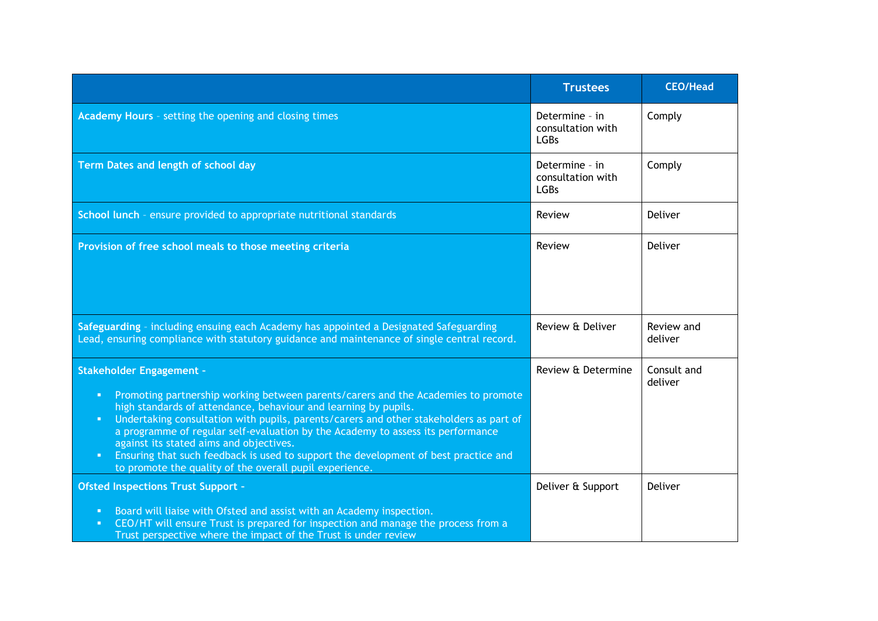| | Trustees | CEO/Head |
|---|---|---|
| **Academy Hours** – setting the opening and closing times | Determine – in consultation with LGBs | Comply |
| **Term Dates and length of school day** | Determine – in consultation with LGBs | Comply |
| **School lunch** – ensure provided to appropriate nutritional standards | Review | Deliver |
| **Provision of free school meals to those meeting criteria** | Review | Deliver |
| **Safeguarding** – including ensuing each Academy has appointed a Designated Safeguarding Lead, ensuring compliance with statutory guidance and maintenance of single central record. | Review & Deliver | Review and deliver |
| **Stakeholder Engagement –** <br> ▪ Promoting partnership working between parents/carers and the Academies to promote high standards of attendance, behaviour and learning by pupils. <br> ▪ Undertaking consultation with pupils, parents/carers and other stakeholders as part of a programme of regular self-evaluation by the Academy to assess its performance against its stated aims and objectives. <br> ▪ Ensuring that such feedback is used to support the development of best practice and to promote the quality of the overall pupil experience. | Review & Determine | Consult and deliver |
| **Ofsted Inspections Trust Support –** <br> ▪ Board will liaise with Ofsted and assist with an Academy inspection. <br> ▪ CEO/HT will ensure Trust is prepared for inspection and manage the process from a Trust perspective where the impact of the Trust is under review | Deliver & Support | Deliver |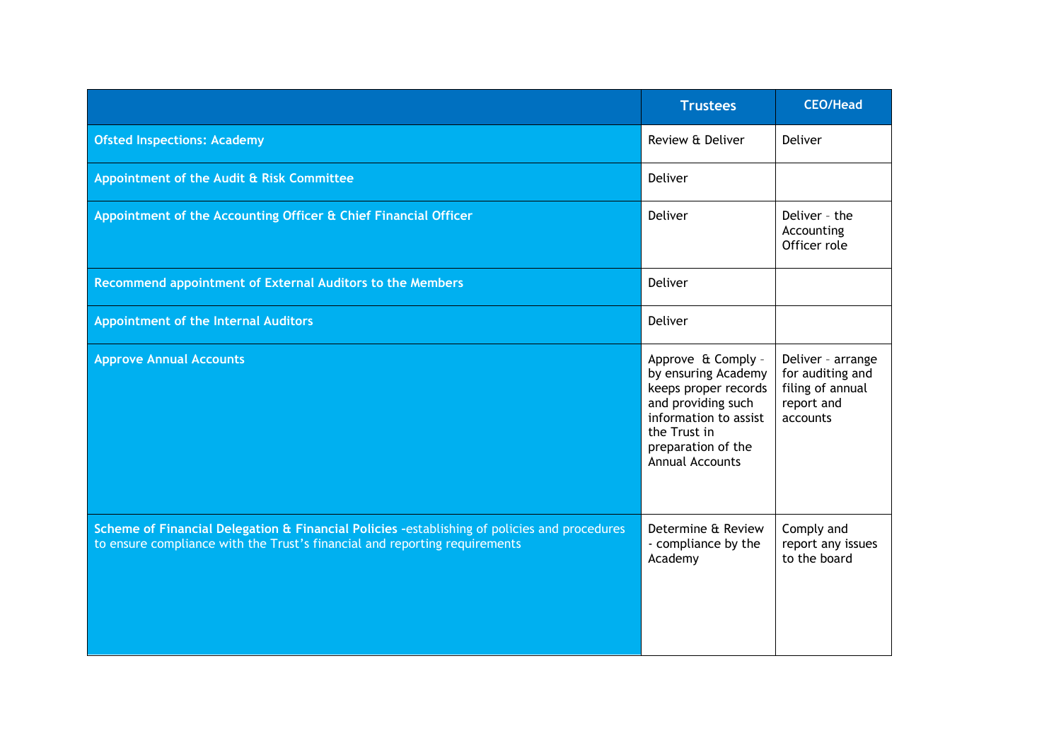| | Trustees | CEO/Head |
|---|---|---|
| **Ofsted Inspections: Academy** | Review & Deliver | Deliver |
| **Appointment of the Audit & Risk Committee** | Deliver | |
| **Appointment of the Accounting Officer & Chief Financial Officer** | Deliver | Deliver – the Accounting Officer role |
| **Recommend appointment of External Auditors to the Members** | Deliver | |
| **Appointment of the Internal Auditors** | Deliver | |
| **Approve Annual Accounts** | Approve & Comply – by ensuring Academy keeps proper records and providing such information to assist the Trust in preparation of the Annual Accounts | Deliver – arrange for auditing and filing of annual report and accounts |
| **Scheme of Financial Delegation & Financial Policies** -establishing of policies and procedures to ensure compliance with the Trust's financial and reporting requirements | Determine & Review - compliance by the Academy | Comply and report any issues to the board |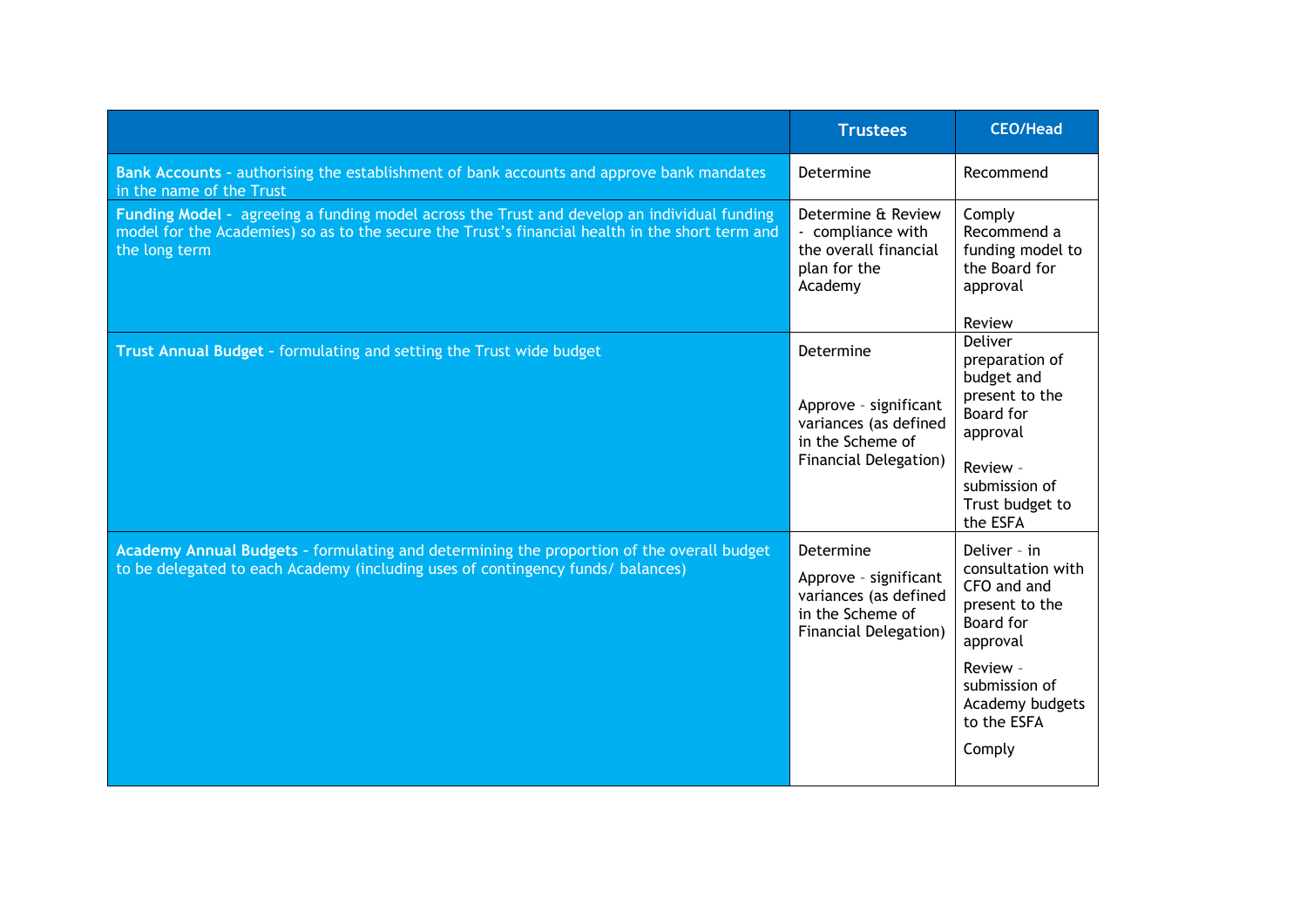| | Trustees | CEO/Head |
|---|---|---|
| **Bank Accounts -** authorising the establishment of bank accounts and approve bank mandates in the name of the Trust | Determine | Recommend |
| **Funding Model -** agreeing a funding model across the Trust and develop an individual funding model for the Academies) so as to the secure the Trust's financial health in the short term and the long term | Determine & Review - compliance with the overall financial plan for the Academy | Comply<br>Recommend a funding model to the Board for approval<br><br>Review |
| **Trust Annual Budget** - formulating and setting the Trust wide budget | Determine<br><br>Approve - significant variances (as defined in the Scheme of Financial Delegation) | Deliver preparation of budget and present to the Board for approval<br><br>Review - submission of Trust budget to the ESFA |
| **Academy Annual Budgets -** formulating and determining the proportion of the overall budget to be delegated to each Academy (including uses of contingency funds/ balances) | Determine<br><br>Approve - significant variances (as defined in the Scheme of Financial Delegation) | Deliver - in consultation with CFO and and present to the Board for approval<br><br>Review - submission of Academy budgets to the ESFA<br><br>Comply |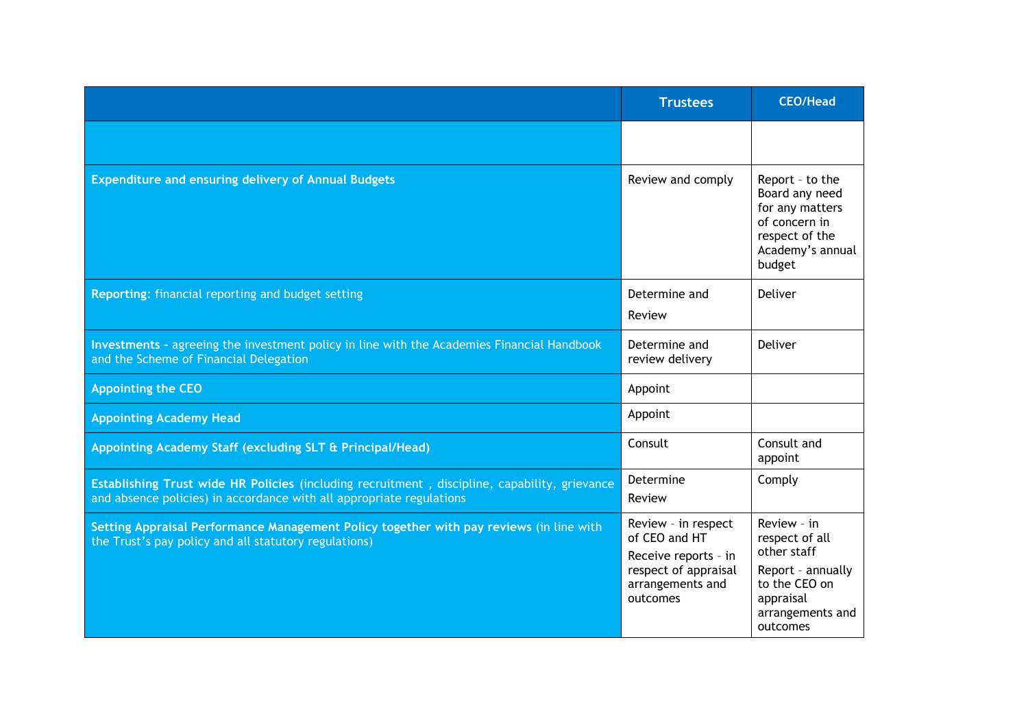| | Trustees | CEO/Head |
|---|---|---|
| | | |
| **Expenditure and ensuring delivery of Annual Budgets** | Review and comply | Report - to the Board any need for any matters of concern in respect of the Academy's annual budget |
| **Reporting**: financial reporting and budget setting | Determine and Review | Deliver |
| **Investments** - agreeing the investment policy in line with the Academies Financial Handbook and the Scheme of Financial Delegation | Determine and review delivery | Deliver |
| **Appointing the CEO** | Appoint | |
| **Appointing Academy Head** | Appoint | |
| **Appointing Academy Staff (excluding SLT & Principal/Head)** | Consult | Consult and appoint |
| **Establishing Trust wide HR Policies** (including recruitment , discipline, capability, grievance and absence policies) in accordance with all appropriate regulations | Determine Review | Comply |
| **Setting Appraisal Performance Management Policy together with pay reviews** (in line with the Trust's pay policy and all statutory regulations) | Review - in respect of CEO and HT Receive reports - in respect of appraisal arrangements and outcomes | Review - in respect of all other staff Report - annually to the CEO on appraisal arrangements and outcomes |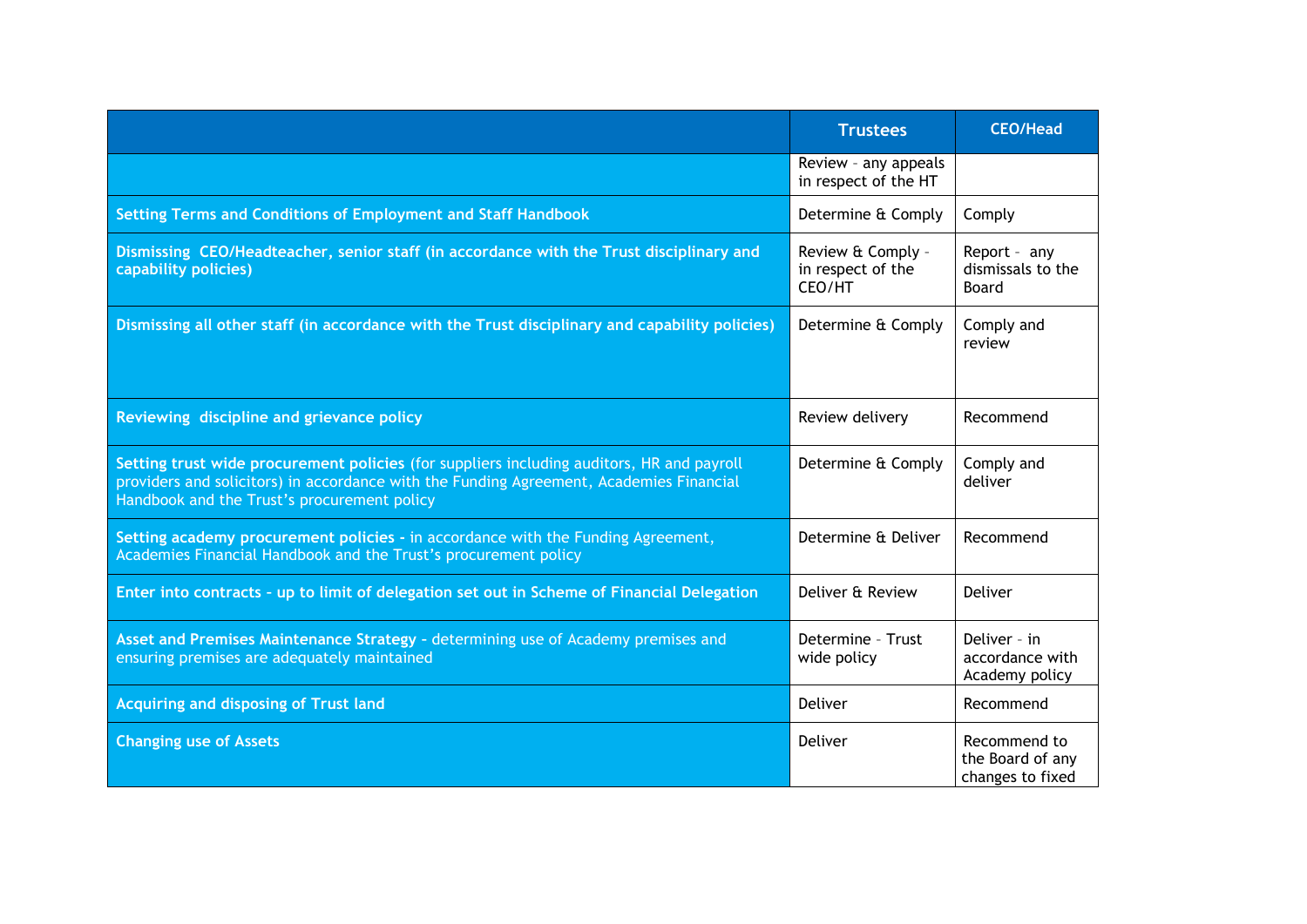| | Trustees | CEO/Head |
|---|---|---|
| | Review – any appeals in respect of the HT | |
| **Setting Terms and Conditions of Employment and Staff Handbook** | Determine & Comply | Comply |
| **Dismissing CEO/Headteacher, senior staff (in accordance with the Trust disciplinary and capability policies)** | Review & Comply – in respect of the CEO/HT | Report – any dismissals to the Board |
| **Dismissing all other staff (in accordance with the Trust disciplinary and capability policies)** | Determine & Comply | Comply and review |
| **Reviewing discipline and grievance policy** | Review delivery | Recommend |
| **Setting trust wide procurement policies** (for suppliers including auditors, HR and payroll providers and solicitors) in accordance with the Funding Agreement, Academies Financial Handbook and the Trust's procurement policy | Determine & Comply | Comply and deliver |
| **Setting academy procurement policies -** in accordance with the Funding Agreement, Academies Financial Handbook and the Trust's procurement policy | Determine & Deliver | Recommend |
| **Enter into contracts - up to limit of delegation set out in Scheme of Financial Delegation** | Deliver & Review | Deliver |
| **Asset and Premises Maintenance Strategy -** determining use of Academy premises and ensuring premises are adequately maintained | Determine – Trust wide policy | Deliver – in accordance with Academy policy |
| **Acquiring and disposing of Trust land** | Deliver | Recommend |
| **Changing use of Assets** | Deliver | Recommend to the Board of any changes to fixed |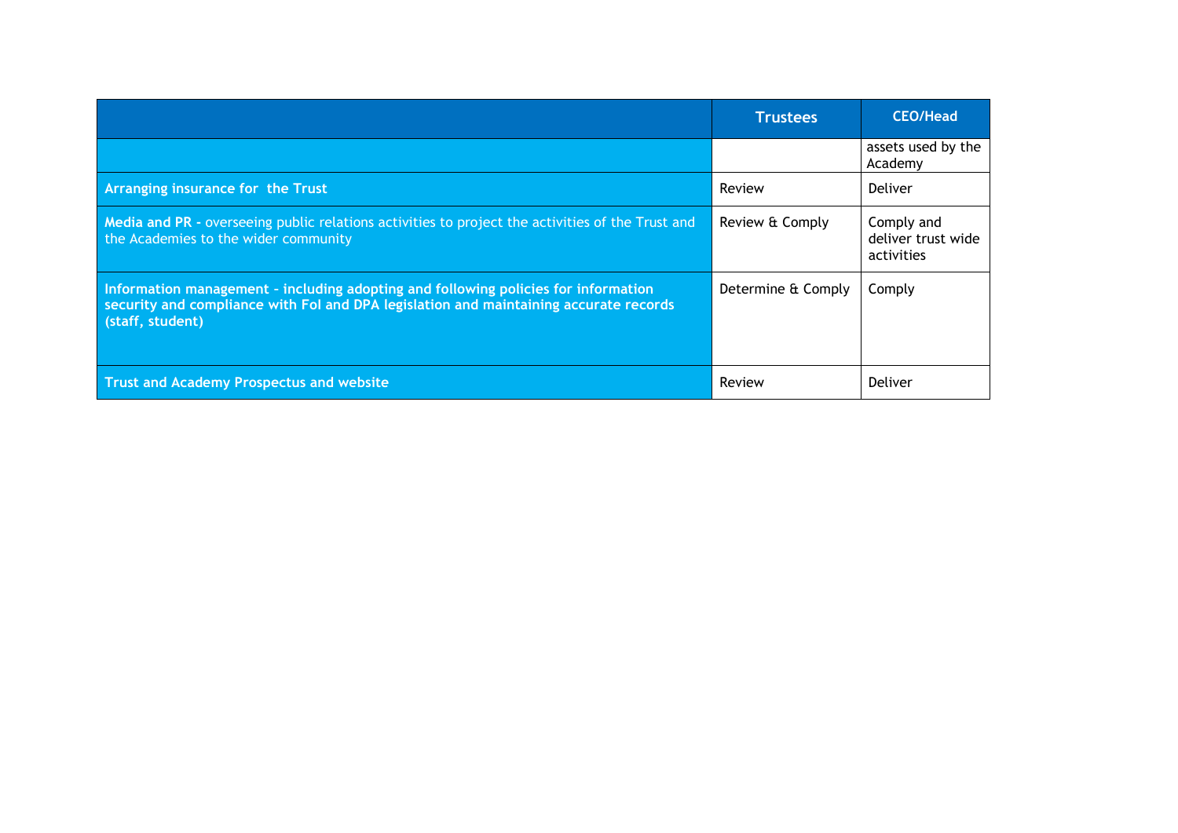| | Trustees | CEO/Head |
|---|---|---|
| | | assets used by the Academy |
| **Arranging insurance for the Trust** | Review | Deliver |
| **Media and PR -** overseeing public relations activities to project the activities of the Trust and the Academies to the wider community | Review & Comply | Comply and deliver trust wide activities |
| **Information management - including adopting and following policies for information security and compliance with FoI and DPA legislation and maintaining accurate records (staff, student)** | Determine & Comply | Comply |
| **Trust and Academy Prospectus and website** | Review | Deliver |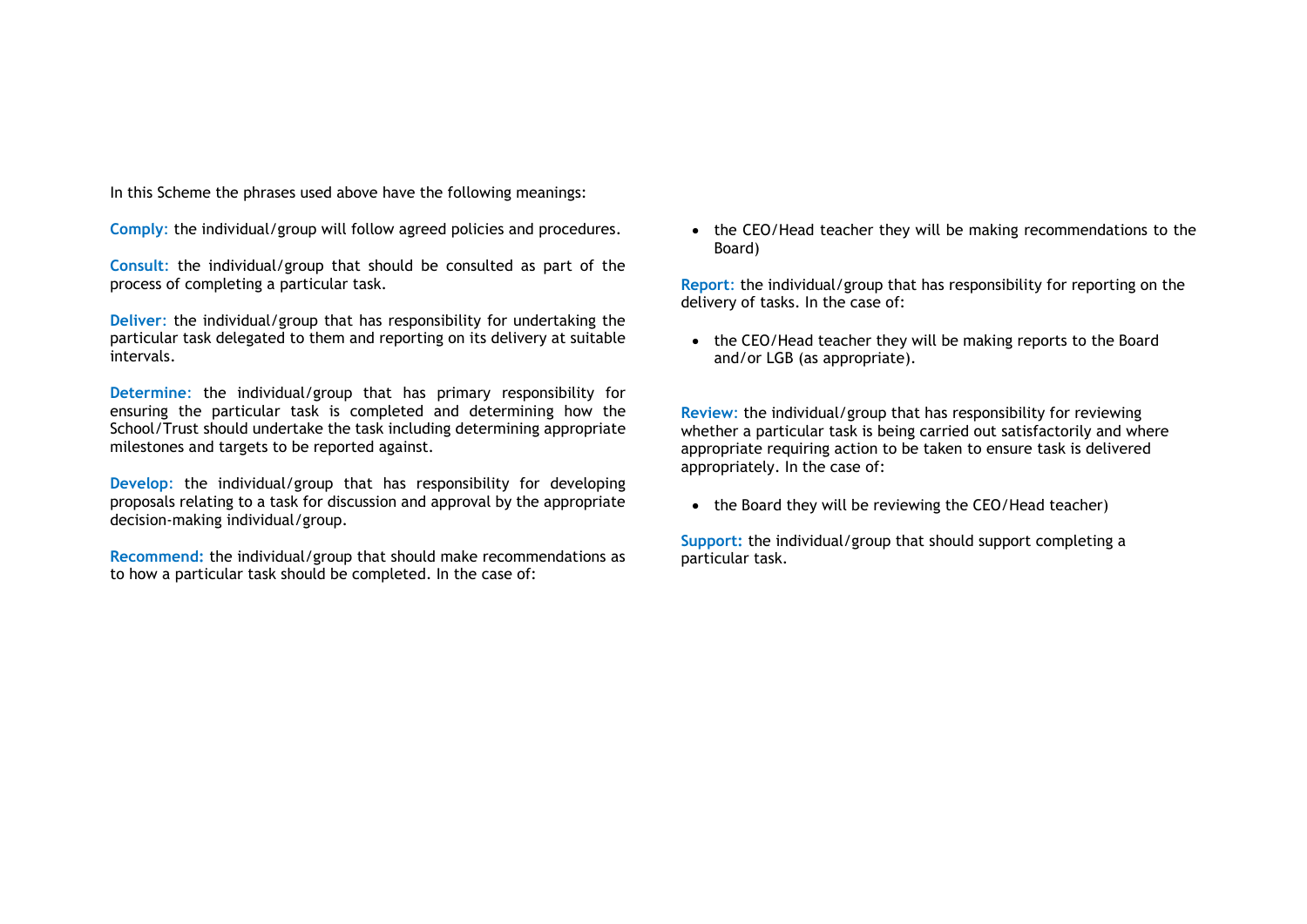In this Scheme the phrases used above have the following meanings:

**Comply:** the individual/group will follow agreed policies and procedures.

**Consult:** the individual/group that should be consulted as part of the process of completing a particular task.

**Deliver:** the individual/group that has responsibility for undertaking the particular task delegated to them and reporting on its delivery at suitable intervals.

**Determine:** the individual/group that has primary responsibility for ensuring the particular task is completed and determining how the School/Trust should undertake the task including determining appropriate milestones and targets to be reported against.

**Develop:** the individual/group that has responsibility for developing proposals relating to a task for discussion and approval by the appropriate decision-making individual/group.

**Recommend:** the individual/group that should make recommendations as to how a particular task should be completed. In the case of:

- the CEO/Head teacher they will be making recommendations to the Board)

**Report:** the individual/group that has responsibility for reporting on the delivery of tasks. In the case of:

- the CEO/Head teacher they will be making reports to the Board and/or LGB (as appropriate).

**Review:** the individual/group that has responsibility for reviewing whether a particular task is being carried out satisfactorily and where appropriate requiring action to be taken to ensure task is delivered appropriately. In the case of:

- the Board they will be reviewing the CEO/Head teacher)

**Support:** the individual/group that should support completing a particular task.